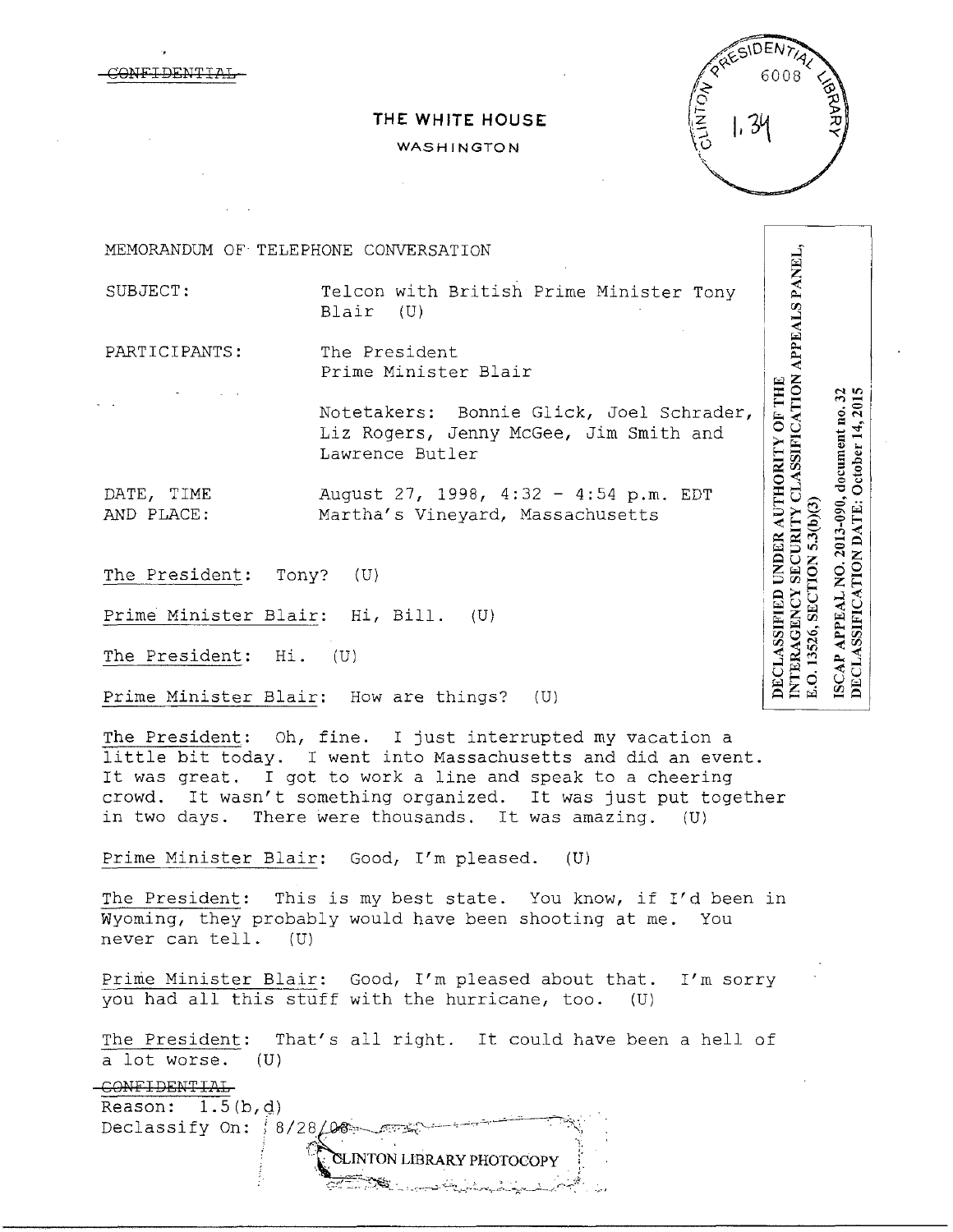~~CONFIDENTIAL~~

**THE WHITE HOUSE**

WASHINGTON

CLINTON PRESIDENTIAL LIBRARY 6008 1.34

DECLASSIFIED UNDER AUTHORITY OF THE INTERAGENCY SECURITY CLASSIFICATION APPEALS PANEL, E.O. 13526, SECTION 5.3(b)(3)

ISCAP APPEAL NO. 2013-090, document no. 32
DECLASSIFICATION DATE: October 14, 2015

MEMORANDUM OF TELEPHONE CONVERSATION

SUBJECT: Telcon with British Prime Minister Tony Blair (U)

PARTICIPANTS: The President
Prime Minister Blair

Notetakers: Bonnie Glick, Joel Schrader, Liz Rogers, Jenny McGee, Jim Smith and Lawrence Butler

DATE, TIME AND PLACE: August 27, 1998, 4:32 - 4:54 p.m. EDT
Martha's Vineyard, Massachusetts

The President: Tony? (U)

Prime Minister Blair: Hi, Bill. (U)

The President: Hi. (U)

Prime Minister Blair: How are things? (U)

The President: Oh, fine. I just interrupted my vacation a little bit today. I went into Massachusetts and did an event. It was great. I got to work a line and speak to a cheering crowd. It wasn't something organized. It was just put together in two days. There were thousands. It was amazing. (U)

Prime Minister Blair: Good, I'm pleased. (U)

The President: This is my best state. You know, if I'd been in Wyoming, they probably would have been shooting at me. You never can tell. (U)

Prime Minister Blair: Good, I'm pleased about that. I'm sorry you had all this stuff with the hurricane, too. (U)

The President: That's all right. It could have been a hell of a lot worse. (U)

~~CONFIDENTIAL~~
Reason: 1.5(b,d)
Declassify On: 8/28/08

CLINTON LIBRARY PHOTOCOPY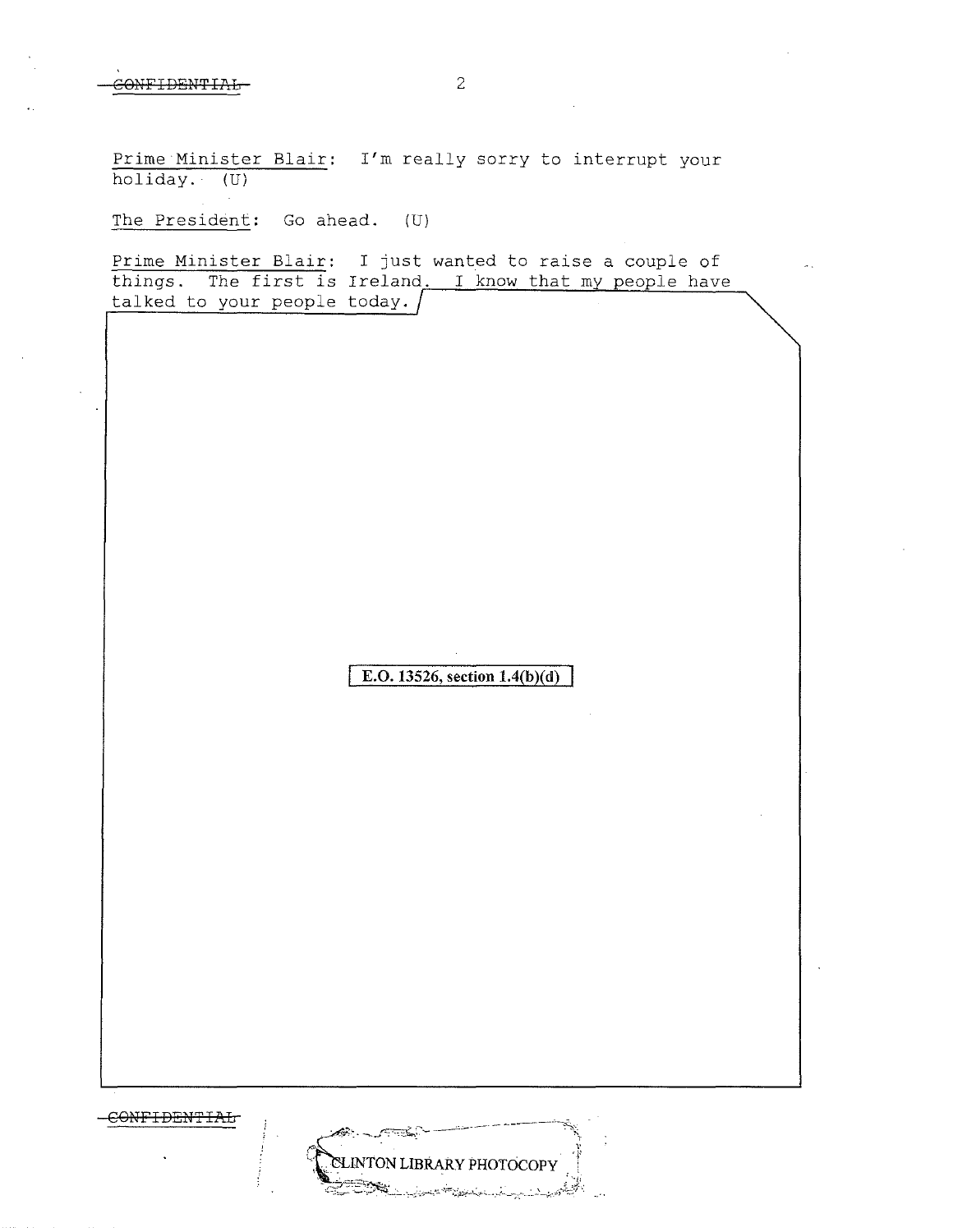Prime Minister Blair: I'm really sorry to interrupt your holiday. (U)

The President: Go ahead. (U)

Prime Minister Blair: I just wanted to raise a couple of things. The first is Ireland. I know that my people have talked to your people today.

E.O. 13526, section 1.4(b)(d)

CONFIDENTIAL

CLINTON LIBRARY PHOTOCOPY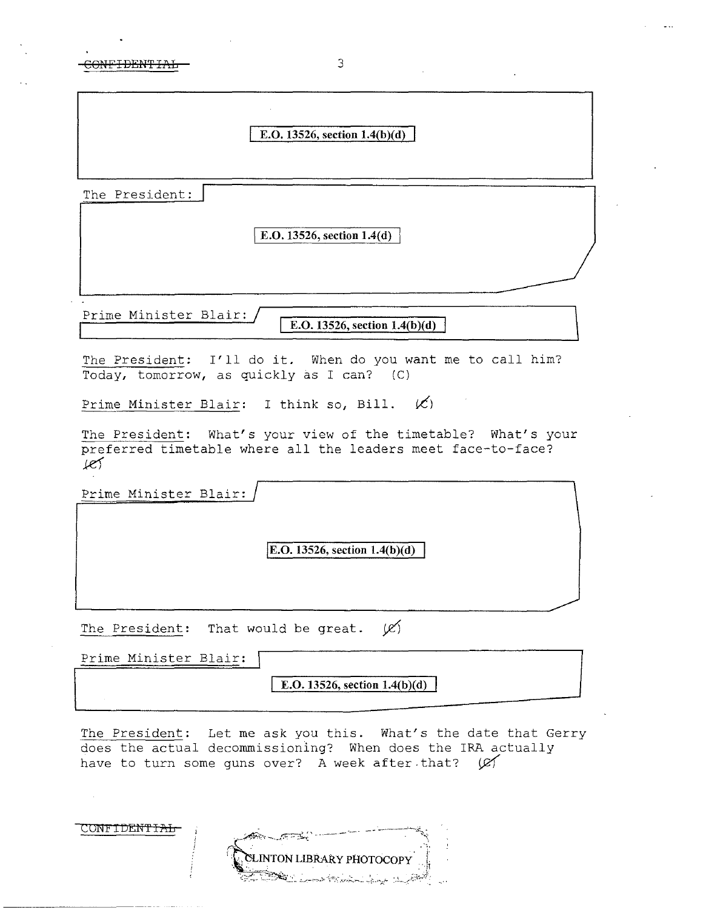E.O. 13526, section 1.4(b)(d)

The President: E.O. 13526, section 1.4(d)

Prime Minister Blair: E.O. 13526, section 1.4(b)(d)

The President: I'll do it. When do you want me to call him? Today, tomorrow, as quickly as I can? (C)

Prime Minister Blair: I think so, Bill. (C)

The President: What's your view of the timetable? What's your preferred timetable where all the leaders meet face-to-face? (C)

Prime Minister Blair: E.O. 13526, section 1.4(b)(d)

The President: That would be great. (C)

Prime Minister Blair: E.O. 13526, section 1.4(b)(d)

The President: Let me ask you this. What's the date that Gerry does the actual decommissioning? When does the IRA actually have to turn some guns over? A week after that? (C)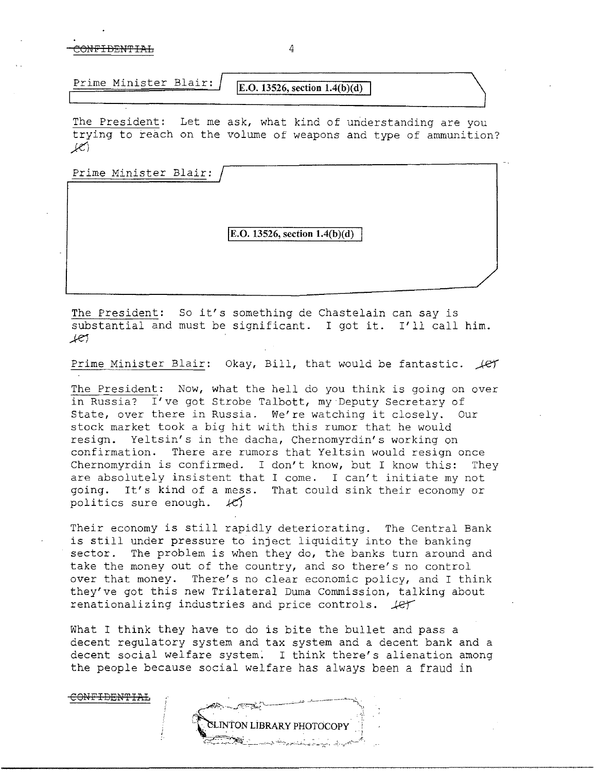Prime Minister Blair: E.O. 13526, section 1.4(b)(d)

The President: Let me ask, what kind of understanding are you trying to reach on the volume of weapons and type of ammunition? (C)

Prime Minister Blair: E.O. 13526, section 1.4(b)(d)

The President: So it's something de Chastelain can say is substantial and must be significant. I got it. I'll call him. (C)

Prime Minister Blair: Okay, Bill, that would be fantastic. (C)

The President: Now, what the hell do you think is going on over in Russia? I've got Strobe Talbott, my Deputy Secretary of State, over there in Russia. We're watching it closely. Our stock market took a big hit with this rumor that he would resign. Yeltsin's in the dacha, Chernomyrdin's working on confirmation. There are rumors that Yeltsin would resign once Chernomyrdin is confirmed. I don't know, but I know this: They are absolutely insistent that I come. I can't initiate my not going. It's kind of a mess. That could sink their economy or politics sure enough. (C)

Their economy is still rapidly deteriorating. The Central Bank is still under pressure to inject liquidity into the banking sector. The problem is when they do, the banks turn around and take the money out of the country, and so there's no control over that money. There's no clear economic policy, and I think they've got this new Trilateral Duma Commission, talking about renationalizing industries and price controls. (C)

What I think they have to do is bite the bullet and pass a decent regulatory system and tax system and a decent bank and a decent social welfare system. I think there's alienation among the people because social welfare has always been a fraud in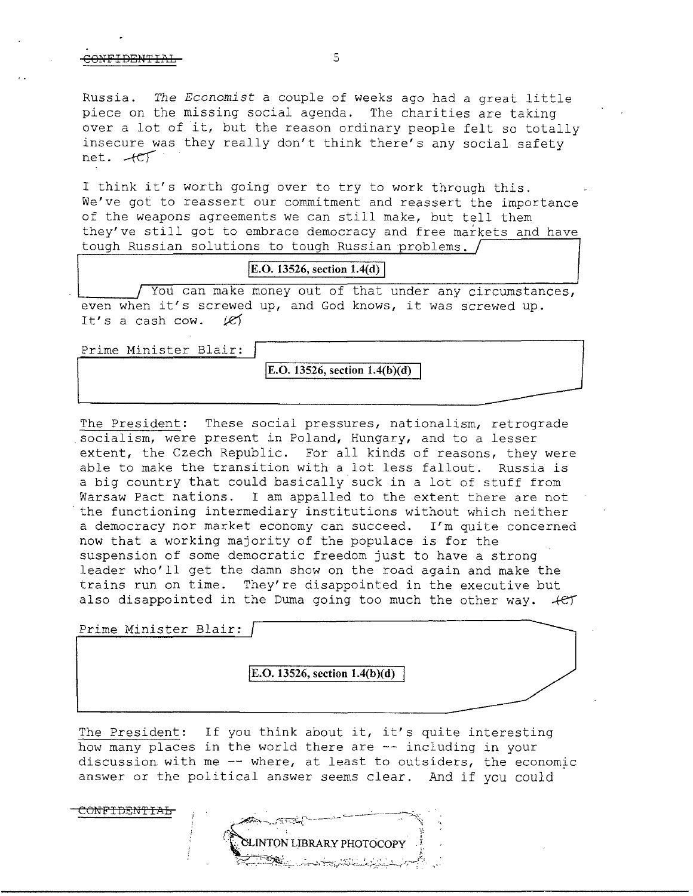Russia. *The Economist* a couple of weeks ago had a great little piece on the missing social agenda. The charities are taking over a lot of it, but the reason ordinary people felt so totally insecure was they really don't think there's any social safety net. (C)

I think it's worth going over to try to work through this. We've got to reassert our commitment and reassert the importance of the weapons agreements we can still make, but tell them they've still got to embrace democracy and free markets and have tough Russian solutions to tough Russian problems.

E.O. 13526, section 1.4(d)

You can make money out of that under any circumstances, even when it's screwed up, and God knows, it was screwed up. It's a cash cow. (C)

Prime Minister Blair:

E.O. 13526, section 1.4(b)(d)

The President: These social pressures, nationalism, retrograde socialism, were present in Poland, Hungary, and to a lesser extent, the Czech Republic. For all kinds of reasons, they were able to make the transition with a lot less fallout. Russia is a big country that could basically suck in a lot of stuff from Warsaw Pact nations. I am appalled to the extent there are not the functioning intermediary institutions without which neither a democracy nor market economy can succeed. I'm quite concerned now that a working majority of the populace is for the suspension of some democratic freedom just to have a strong leader who'll get the damn show on the road again and make the trains run on time. They're disappointed in the executive but also disappointed in the Duma going too much the other way. (C)

Prime Minister Blair:

E.O. 13526, section 1.4(b)(d)

The President: If you think about it, it's quite interesting how many places in the world there are -- including in your discussion with me -- where, at least to outsiders, the economic answer or the political answer seems clear. And if you could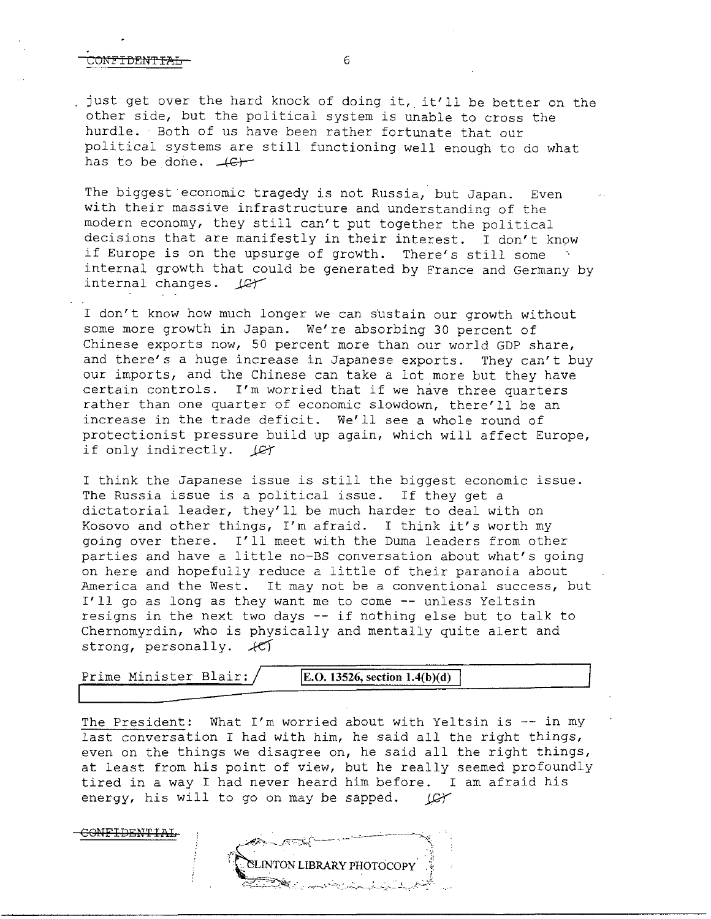just get over the hard knock of doing it, it'll be better on the other side, but the political system is unable to cross the hurdle. Both of us have been rather fortunate that our political systems are still functioning well enough to do what has to be done. (C)

The biggest economic tragedy is not Russia, but Japan. Even with their massive infrastructure and understanding of the modern economy, they still can't put together the political decisions that are manifestly in their interest. I don't know if Europe is on the upsurge of growth. There's still some internal growth that could be generated by France and Germany by internal changes. (C)

I don't know how much longer we can sustain our growth without some more growth in Japan. We're absorbing 30 percent of Chinese exports now, 50 percent more than our world GDP share, and there's a huge increase in Japanese exports. They can't buy our imports, and the Chinese can take a lot more but they have certain controls. I'm worried that if we have three quarters rather than one quarter of economic slowdown, there'll be an increase in the trade deficit. We'll see a whole round of protectionist pressure build up again, which will affect Europe, if only indirectly. (C)

I think the Japanese issue is still the biggest economic issue. The Russia issue is a political issue. If they get a dictatorial leader, they'll be much harder to deal with on Kosovo and other things, I'm afraid. I think it's worth my going over there. I'll meet with the Duma leaders from other parties and have a little no-BS conversation about what's going on here and hopefully reduce a little of their paranoia about America and the West. It may not be a conventional success, but I'll go as long as they want me to come -- unless Yeltsin resigns in the next two days -- if nothing else but to talk to Chernomyrdin, who is physically and mentally quite alert and strong, personally. (C)

Prime Minister Blair: E.O. 13526, section 1.4(b)(d)

The President: What I'm worried about with Yeltsin is -- in my last conversation I had with him, he said all the right things, even on the things we disagree on, he said all the right things, at least from his point of view, but he really seemed profoundly tired in a way I had never heard him before. I am afraid his energy, his will to go on may be sapped. (C)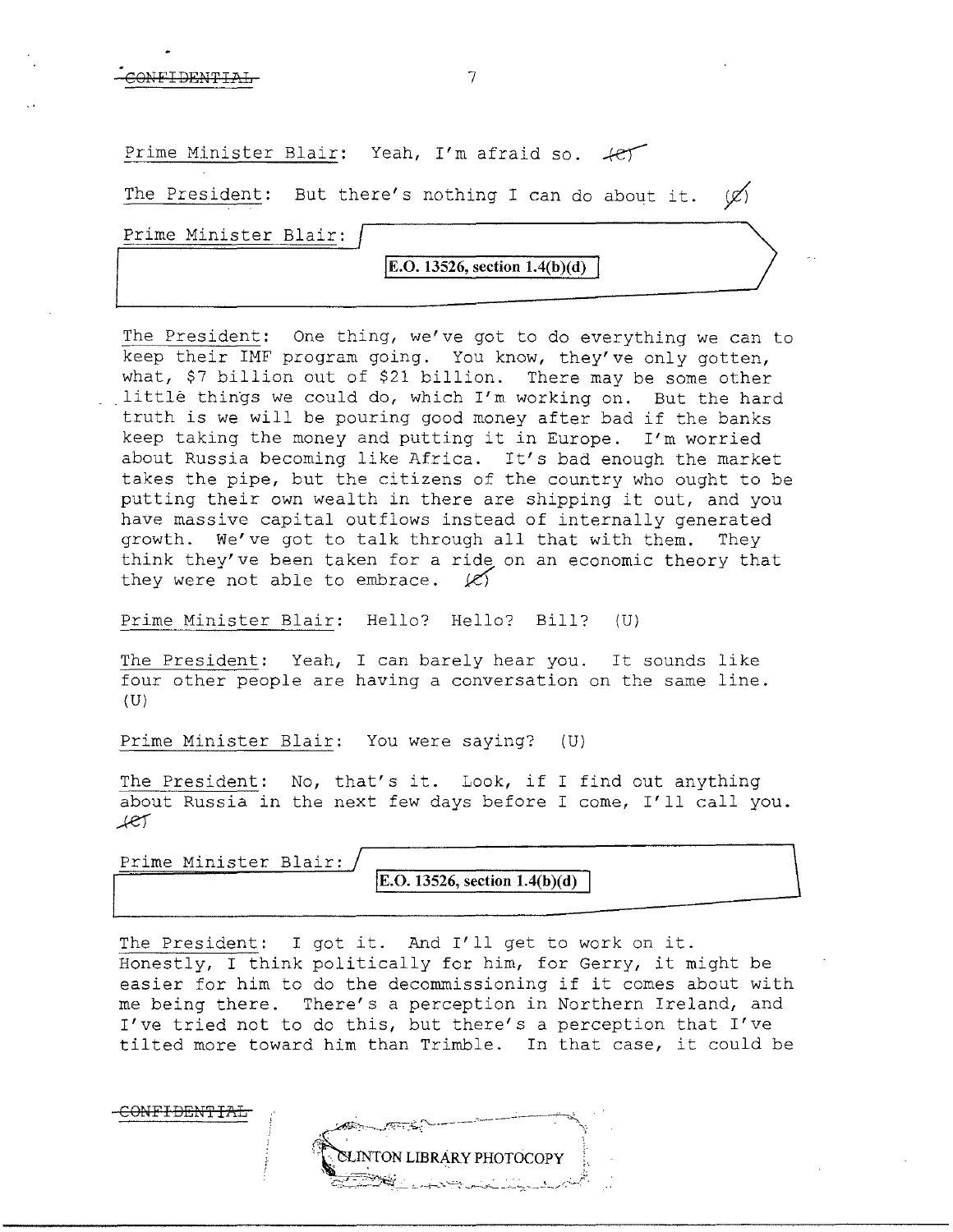Prime Minister Blair: Yeah, I'm afraid so. (C)

The President: But there's nothing I can do about it. (C)

Prime Minister Blair: E.O. 13526, section 1.4(b)(d)

The President: One thing, we've got to do everything we can to keep their IMF program going. You know, they've only gotten, what, $7 billion out of $21 billion. There may be some other little things we could do, which I'm working on. But the hard truth is we will be pouring good money after bad if the banks keep taking the money and putting it in Europe. I'm worried about Russia becoming like Africa. It's bad enough the market takes the pipe, but the citizens of the country who ought to be putting their own wealth in there are shipping it out, and you have massive capital outflows instead of internally generated growth. We've got to talk through all that with them. They think they've been taken for a ride on an economic theory that they were not able to embrace. (C)

Prime Minister Blair: Hello? Hello? Bill? (U)

The President: Yeah, I can barely hear you. It sounds like four other people are having a conversation on the same line. (U)

Prime Minister Blair: You were saying? (U)

The President: No, that's it. Look, if I find out anything about Russia in the next few days before I come, I'll call you. (C)

Prime Minister Blair: E.O. 13526, section 1.4(b)(d)

The President: I got it. And I'll get to work on it. Honestly, I think politically for him, for Gerry, it might be easier for him to do the decommissioning if it comes about with me being there. There's a perception in Northern Ireland, and I've tried not to do this, but there's a perception that I've tilted more toward him than Trimble. In that case, it could be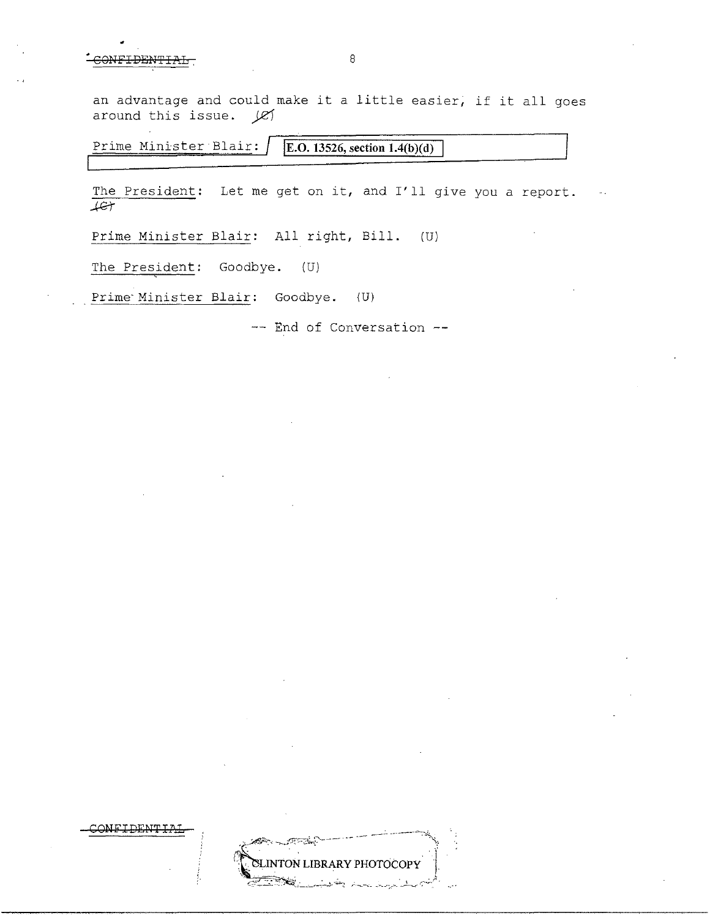an advantage and could make it a little easier, if it all goes around this issue. (C)

Prime Minister Blair: E.O. 13526, section 1.4(b)(d)

The President: Let me get on it, and I'll give you a report. (C)

Prime Minister Blair: All right, Bill. (U)

The President: Goodbye. (U)

Prime Minister Blair: Goodbye. (U)

-- End of Conversation --

CONFIDENTIAL

CLINTON LIBRARY PHOTOCOPY